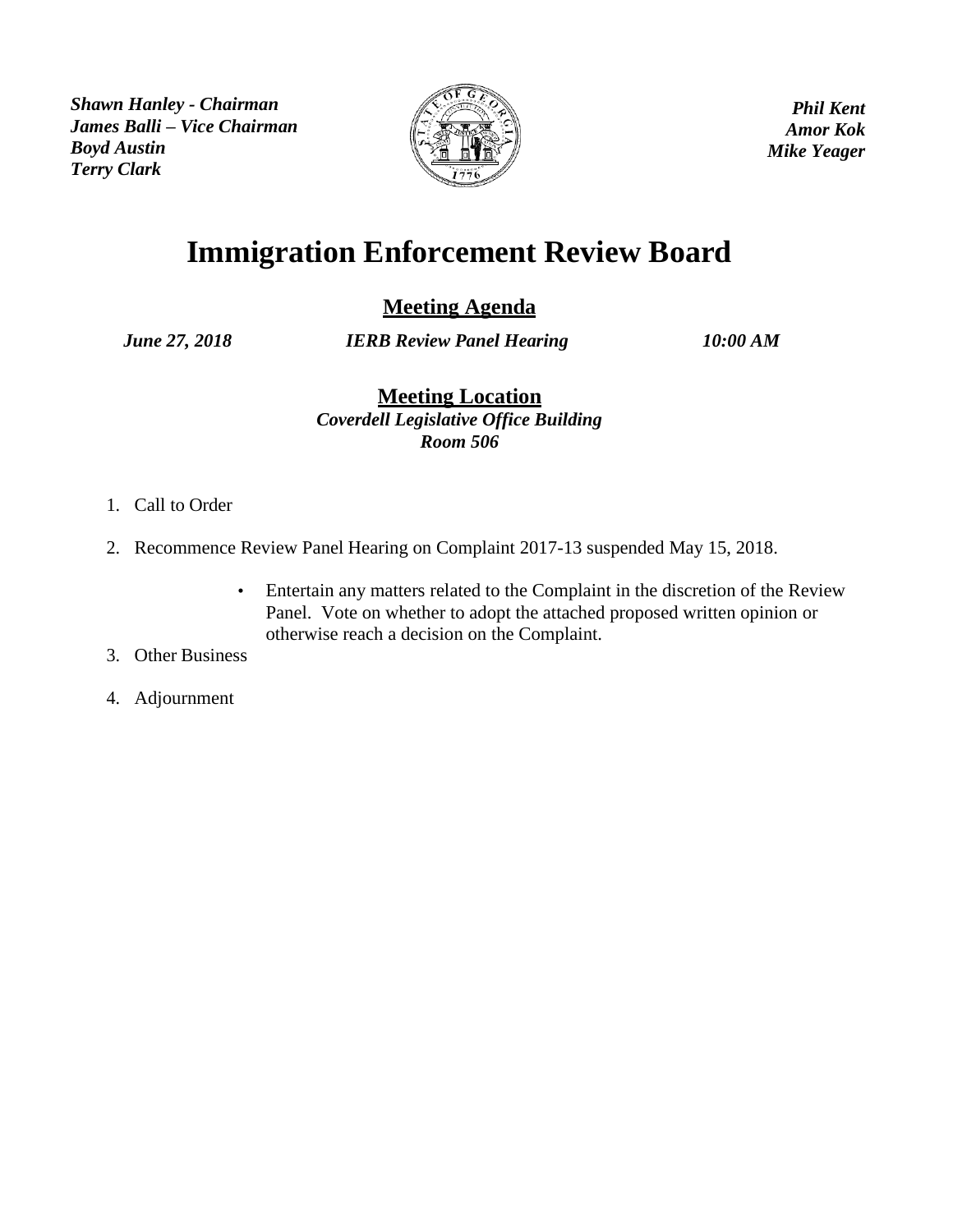*Shawn Hanley - Chairman*
*James Balli – Vice Chairman*
*Boyd Austin*
*Terry Clark*

*Phil Kent*
*Amor Kok*
*Mike Yeager*

# Immigration Enforcement Review Board

## Meeting Agenda

***June 27, 2018*** ***IERB Review Panel Hearing*** ***10:00 AM***

## Meeting Location

***Coverdell Legislative Office Building***
***Room 506***

1. Call to Order

2. Recommence Review Panel Hearing on Complaint 2017-13 suspended May 15, 2018.

   - Entertain any matters related to the Complaint in the discretion of the Review Panel. Vote on whether to adopt the attached proposed written opinion or otherwise reach a decision on the Complaint.

3. Other Business

4. Adjournment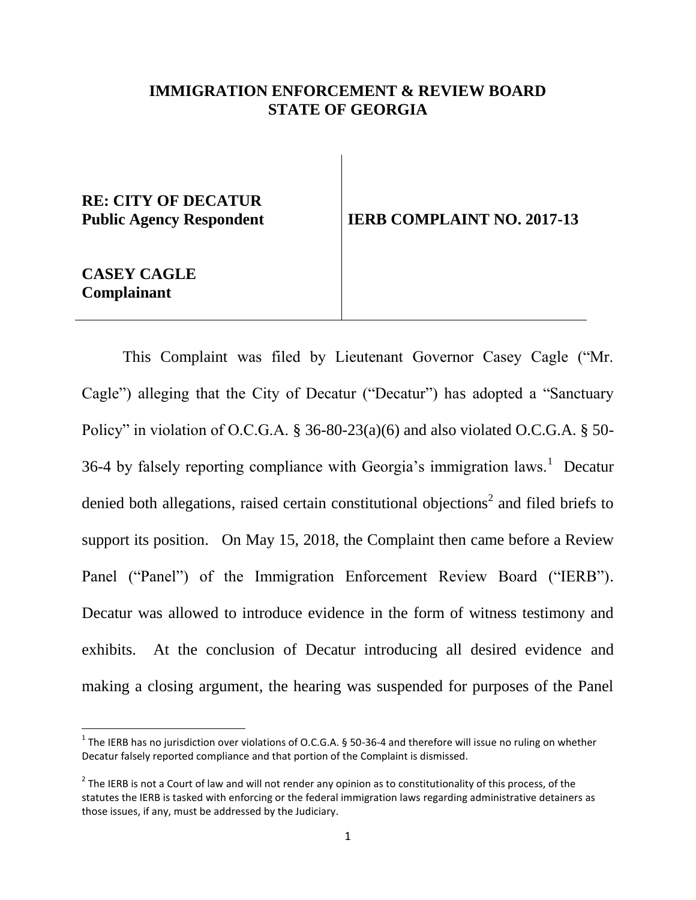**IMMIGRATION ENFORCEMENT & REVIEW BOARD**
**STATE OF GEORGIA**

| | |
|---|---|
| **RE: CITY OF DECATUR**<br>**Public Agency Respondent**<br><br>**CASEY CAGLE**<br>**Complainant** | **IERB COMPLAINT NO. 2017-13** |

This Complaint was filed by Lieutenant Governor Casey Cagle ("Mr. Cagle") alleging that the City of Decatur ("Decatur") has adopted a "Sanctuary Policy" in violation of O.C.G.A. § 36-80-23(a)(6) and also violated O.C.G.A. § 50-36-4 by falsely reporting compliance with Georgia's immigration laws.[1] Decatur denied both allegations, raised certain constitutional objections[2] and filed briefs to support its position. On May 15, 2018, the Complaint then came before a Review Panel ("Panel") of the Immigration Enforcement Review Board ("IERB"). Decatur was allowed to introduce evidence in the form of witness testimony and exhibits. At the conclusion of Decatur introducing all desired evidence and making a closing argument, the hearing was suspended for purposes of the Panel

---

[1] The IERB has no jurisdiction over violations of O.C.G.A. § 50-36-4 and therefore will issue no ruling on whether Decatur falsely reported compliance and that portion of the Complaint is dismissed.

[2] The IERB is not a Court of law and will not render any opinion as to constitutionality of this process, of the statutes the IERB is tasked with enforcing or the federal immigration laws regarding administrative detainers as those issues, if any, must be addressed by the Judiciary.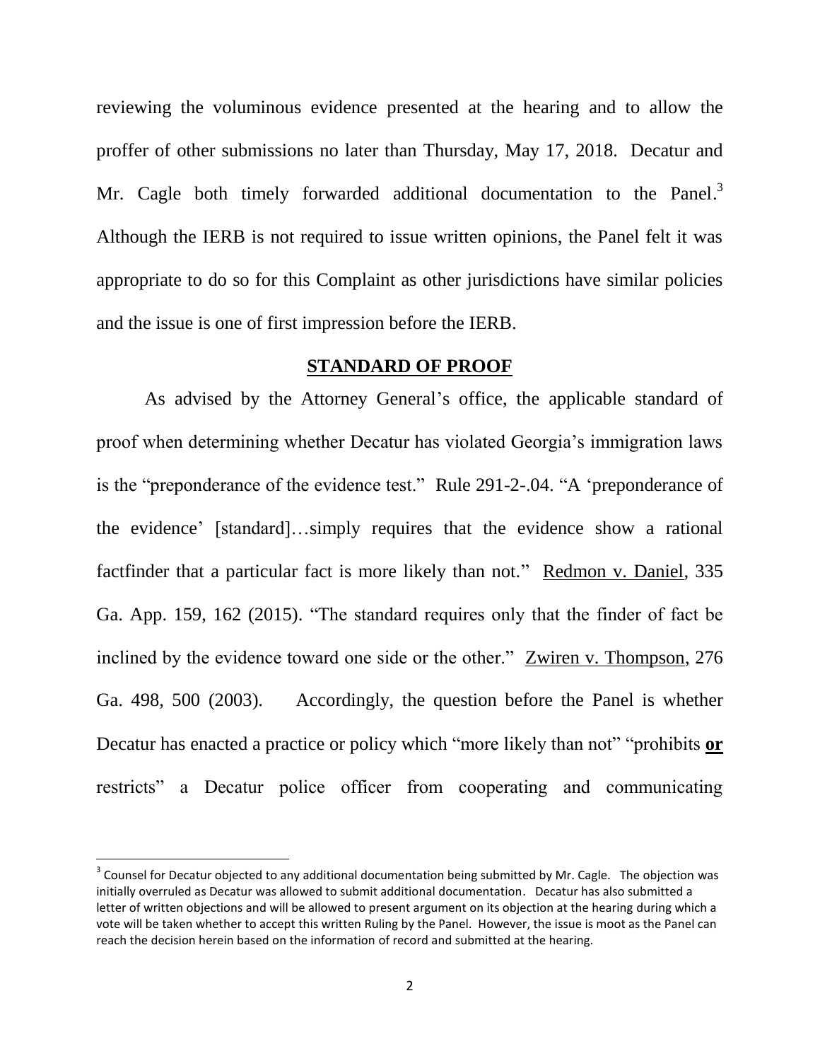reviewing the voluminous evidence presented at the hearing and to allow the proffer of other submissions no later than Thursday, May 17, 2018. Decatur and Mr. Cagle both timely forwarded additional documentation to the Panel.[3] Although the IERB is not required to issue written opinions, the Panel felt it was appropriate to do so for this Complaint as other jurisdictions have similar policies and the issue is one of first impression before the IERB.

## STANDARD OF PROOF

As advised by the Attorney General's office, the applicable standard of proof when determining whether Decatur has violated Georgia's immigration laws is the "preponderance of the evidence test." Rule 291-2-.04. "A 'preponderance of the evidence' [standard]…simply requires that the evidence show a rational factfinder that a particular fact is more likely than not." Redmon v. Daniel, 335 Ga. App. 159, 162 (2015). "The standard requires only that the finder of fact be inclined by the evidence toward one side or the other." Zwiren v. Thompson, 276 Ga. 498, 500 (2003). Accordingly, the question before the Panel is whether Decatur has enacted a practice or policy which "more likely than not" "prohibits **or** restricts" a Decatur police officer from cooperating and communicating

[3] Counsel for Decatur objected to any additional documentation being submitted by Mr. Cagle. The objection was initially overruled as Decatur was allowed to submit additional documentation. Decatur has also submitted a letter of written objections and will be allowed to present argument on its objection at the hearing during which a vote will be taken whether to accept this written Ruling by the Panel. However, the issue is moot as the Panel can reach the decision herein based on the information of record and submitted at the hearing.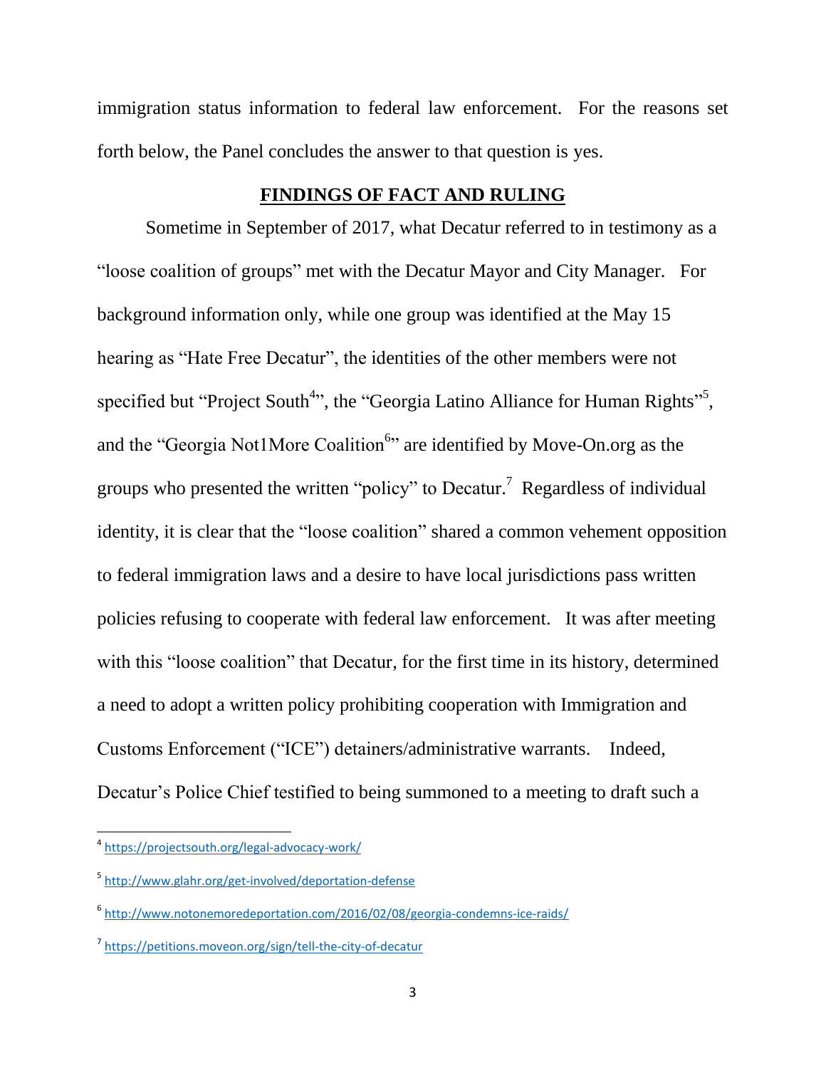immigration status information to federal law enforcement. For the reasons set forth below, the Panel concludes the answer to that question is yes.

## **FINDINGS OF FACT AND RULING**

Sometime in September of 2017, what Decatur referred to in testimony as a "loose coalition of groups" met with the Decatur Mayor and City Manager. For background information only, while one group was identified at the May 15 hearing as "Hate Free Decatur", the identities of the other members were not specified but "Project South[4]", the "Georgia Latino Alliance for Human Rights"[5], and the "Georgia Not1More Coalition[6]" are identified by Move-On.org as the groups who presented the written "policy" to Decatur.[7] Regardless of individual identity, it is clear that the "loose coalition" shared a common vehement opposition to federal immigration laws and a desire to have local jurisdictions pass written policies refusing to cooperate with federal law enforcement. It was after meeting with this "loose coalition" that Decatur, for the first time in its history, determined a need to adopt a written policy prohibiting cooperation with Immigration and Customs Enforcement ("ICE") detainers/administrative warrants. Indeed, Decatur's Police Chief testified to being summoned to a meeting to draft such a

---

[4] https://projectsouth.org/legal-advocacy-work/

[5] http://www.glahr.org/get-involved/deportation-defense

[6] http://www.notonemoredeportation.com/2016/02/08/georgia-condemns-ice-raids/

[7] https://petitions.moveon.org/sign/tell-the-city-of-decatur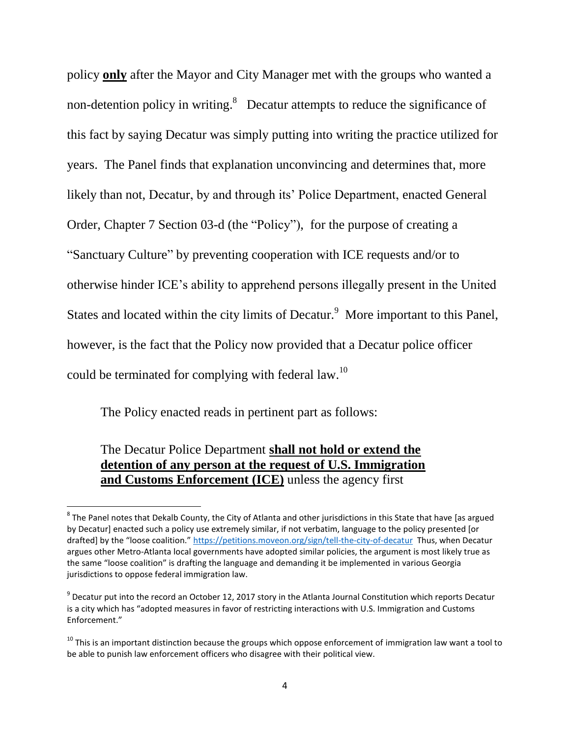policy **only** after the Mayor and City Manager met with the groups who wanted a non-detention policy in writing.[8] Decatur attempts to reduce the significance of this fact by saying Decatur was simply putting into writing the practice utilized for years. The Panel finds that explanation unconvincing and determines that, more likely than not, Decatur, by and through its' Police Department, enacted General Order, Chapter 7 Section 03-d (the "Policy"), for the purpose of creating a "Sanctuary Culture" by preventing cooperation with ICE requests and/or to otherwise hinder ICE's ability to apprehend persons illegally present in the United States and located within the city limits of Decatur.[9] More important to this Panel, however, is the fact that the Policy now provided that a Decatur police officer could be terminated for complying with federal law.[10]

The Policy enacted reads in pertinent part as follows:

> The Decatur Police Department **shall not hold or extend the detention of any person at the request of U.S. Immigration and Customs Enforcement (ICE)** unless the agency first

---

[8] The Panel notes that Dekalb County, the City of Atlanta and other jurisdictions in this State that have [as argued by Decatur] enacted such a policy use extremely similar, if not verbatim, language to the policy presented [or drafted] by the "loose coalition." https://petitions.moveon.org/sign/tell-the-city-of-decatur Thus, when Decatur argues other Metro-Atlanta local governments have adopted similar policies, the argument is most likely true as the same "loose coalition" is drafting the language and demanding it be implemented in various Georgia jurisdictions to oppose federal immigration law.

[9] Decatur put into the record an October 12, 2017 story in the Atlanta Journal Constitution which reports Decatur is a city which has "adopted measures in favor of restricting interactions with U.S. Immigration and Customs Enforcement."

[10] This is an important distinction because the groups which oppose enforcement of immigration law want a tool to be able to punish law enforcement officers who disagree with their political view.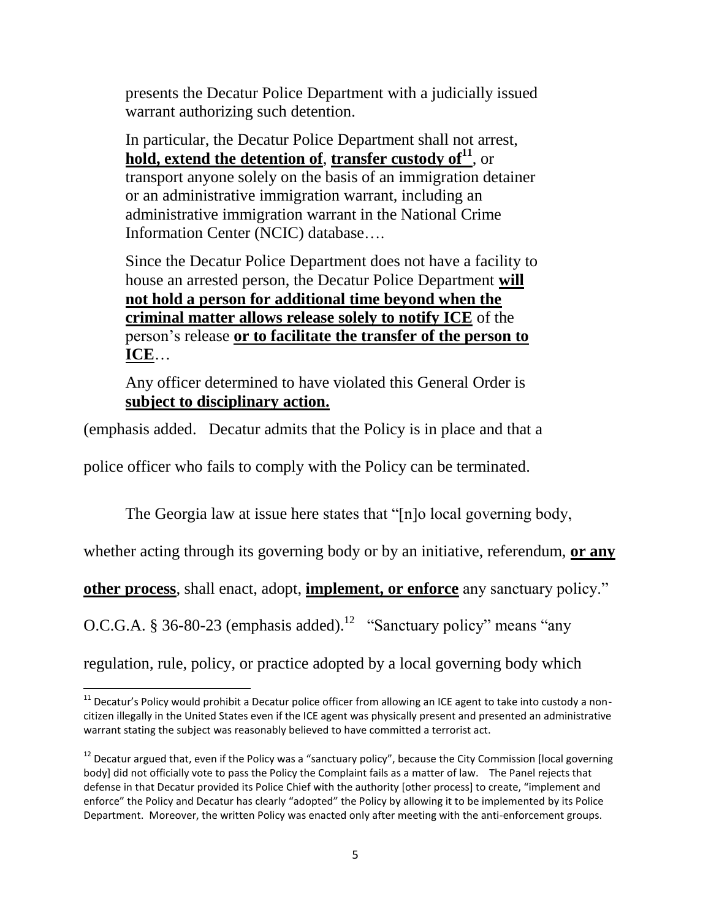> presents the Decatur Police Department with a judicially issued warrant authorizing such detention.
>
> In particular, the Decatur Police Department shall not arrest, **hold, extend the detention of**, **transfer custody of**[11], or transport anyone solely on the basis of an immigration detainer or an administrative immigration warrant, including an administrative immigration warrant in the National Crime Information Center (NCIC) database….
>
> Since the Decatur Police Department does not have a facility to house an arrested person, the Decatur Police Department **will not hold a person for additional time beyond when the criminal matter allows release solely to notify ICE** of the person's release **or to facilitate the transfer of the person to ICE**…
>
> Any officer determined to have violated this General Order is **subject to disciplinary action.**

(emphasis added. Decatur admits that the Policy is in place and that a police officer who fails to comply with the Policy can be terminated.

The Georgia law at issue here states that "[n]o local governing body, whether acting through its governing body or by an initiative, referendum, **or any other process**, shall enact, adopt, **implement, or enforce** any sanctuary policy." O.C.G.A. § 36-80-23 (emphasis added).[12] "Sanctuary policy" means "any regulation, rule, policy, or practice adopted by a local governing body which

---

[11] Decatur's Policy would prohibit a Decatur police officer from allowing an ICE agent to take into custody a non-citizen illegally in the United States even if the ICE agent was physically present and presented an administrative warrant stating the subject was reasonably believed to have committed a terrorist act.

[12] Decatur argued that, even if the Policy was a "sanctuary policy", because the City Commission [local governing body] did not officially vote to pass the Policy the Complaint fails as a matter of law. The Panel rejects that defense in that Decatur provided its Police Chief with the authority [other process] to create, "implement and enforce" the Policy and Decatur has clearly "adopted" the Policy by allowing it to be implemented by its Police Department. Moreover, the written Policy was enacted only after meeting with the anti-enforcement groups.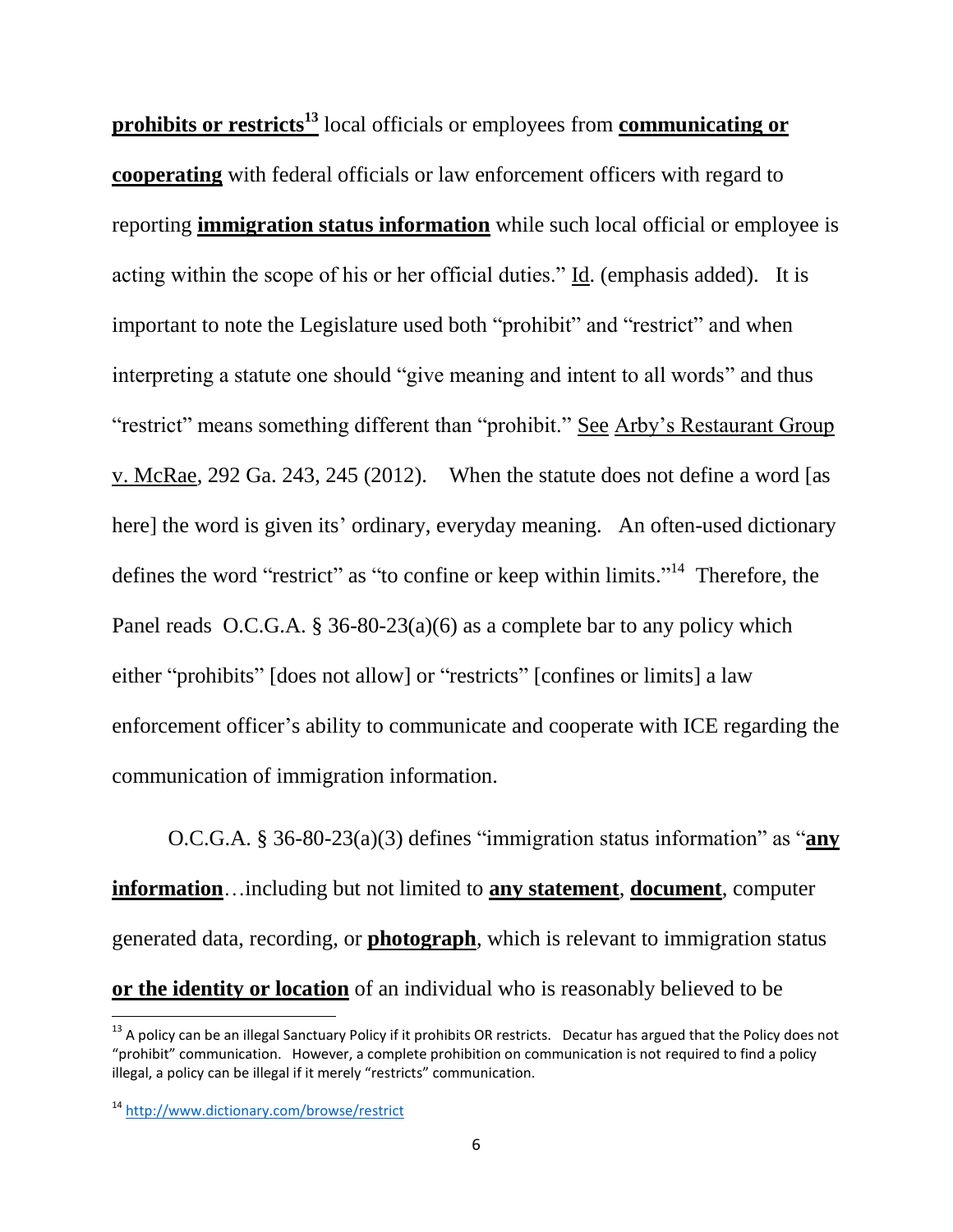**prohibits or restricts**[13] local officials or employees from **communicating or cooperating** with federal officials or law enforcement officers with regard to reporting **immigration status information** while such local official or employee is acting within the scope of his or her official duties." Id. (emphasis added). It is important to note the Legislature used both "prohibit" and "restrict" and when interpreting a statute one should "give meaning and intent to all words" and thus "restrict" means something different than "prohibit." See Arby's Restaurant Group v. McRae, 292 Ga. 243, 245 (2012). When the statute does not define a word [as here] the word is given its' ordinary, everyday meaning. An often-used dictionary defines the word "restrict" as "to confine or keep within limits."[14] Therefore, the Panel reads O.C.G.A. § 36-80-23(a)(6) as a complete bar to any policy which either "prohibits" [does not allow] or "restricts" [confines or limits] a law enforcement officer's ability to communicate and cooperate with ICE regarding the communication of immigration information.

O.C.G.A. § 36-80-23(a)(3) defines "immigration status information" as "**any information**…including but not limited to **any statement**, **document**, computer generated data, recording, or **photograph**, which is relevant to immigration status **or the identity or location** of an individual who is reasonably believed to be

---

[13] A policy can be an illegal Sanctuary Policy if it prohibits OR restricts. Decatur has argued that the Policy does not "prohibit" communication. However, a complete prohibition on communication is not required to find a policy illegal, a policy can be illegal if it merely "restricts" communication.

[14] http://www.dictionary.com/browse/restrict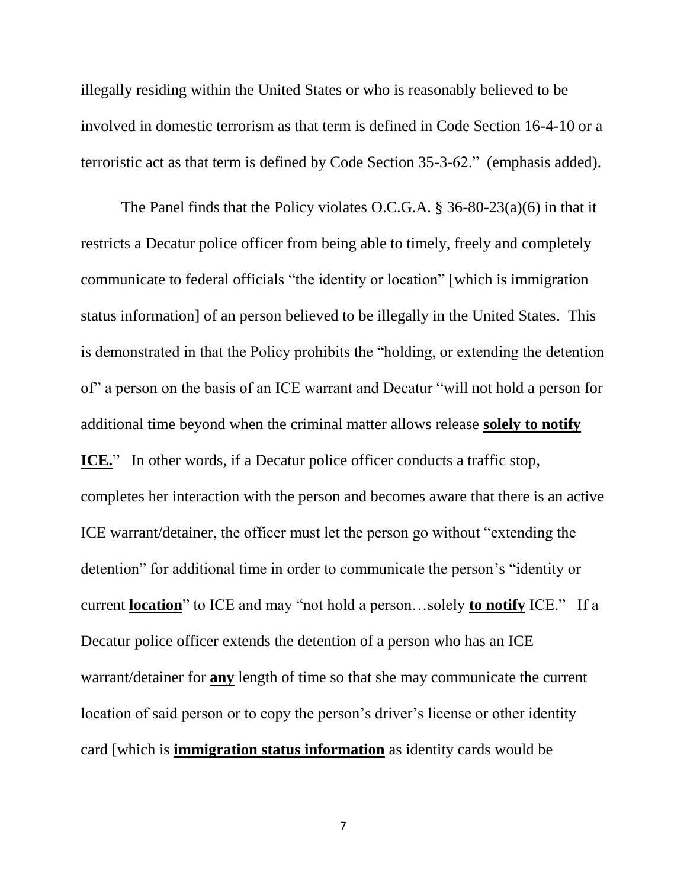illegally residing within the United States or who is reasonably believed to be involved in domestic terrorism as that term is defined in Code Section 16-4-10 or a terroristic act as that term is defined by Code Section 35-3-62." (emphasis added).

The Panel finds that the Policy violates O.C.G.A. § 36-80-23(a)(6) in that it restricts a Decatur police officer from being able to timely, freely and completely communicate to federal officials "the identity or location" [which is immigration status information] of an person believed to be illegally in the United States. This is demonstrated in that the Policy prohibits the "holding, or extending the detention of" a person on the basis of an ICE warrant and Decatur "will not hold a person for additional time beyond when the criminal matter allows release **solely to notify ICE.**" In other words, if a Decatur police officer conducts a traffic stop, completes her interaction with the person and becomes aware that there is an active ICE warrant/detainer, the officer must let the person go without "extending the detention" for additional time in order to communicate the person's "identity or current **location**" to ICE and may "not hold a person…solely **to notify** ICE." If a Decatur police officer extends the detention of a person who has an ICE warrant/detainer for **any** length of time so that she may communicate the current location of said person or to copy the person's driver's license or other identity card [which is **immigration status information** as identity cards would be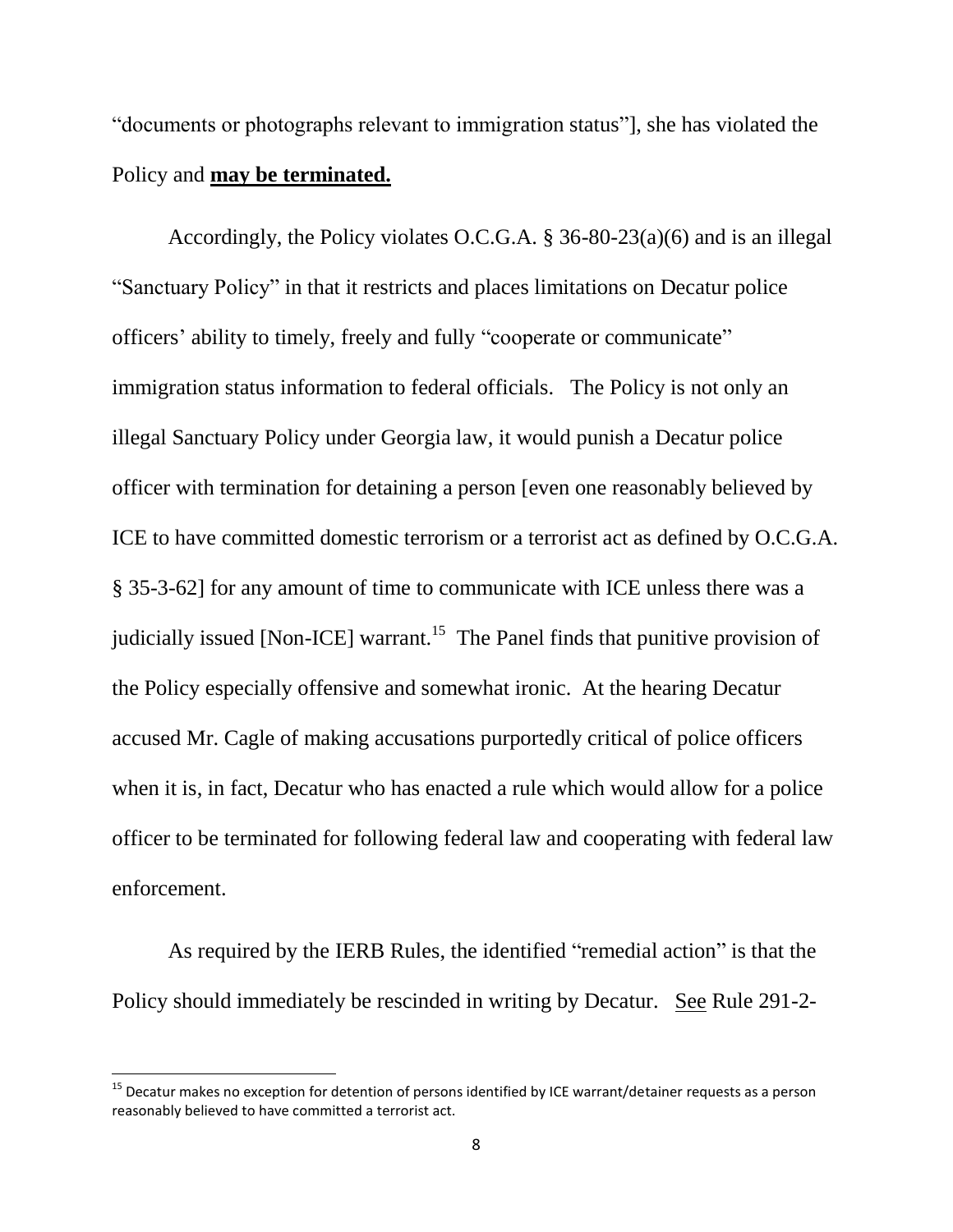"documents or photographs relevant to immigration status"], she has violated the Policy and **<u>may be terminated.</u>**

Accordingly, the Policy violates O.C.G.A. § 36-80-23(a)(6) and is an illegal "Sanctuary Policy" in that it restricts and places limitations on Decatur police officers' ability to timely, freely and fully "cooperate or communicate" immigration status information to federal officials. The Policy is not only an illegal Sanctuary Policy under Georgia law, it would punish a Decatur police officer with termination for detaining a person [even one reasonably believed by ICE to have committed domestic terrorism or a terrorist act as defined by O.C.G.A. § 35-3-62] for any amount of time to communicate with ICE unless there was a judicially issued [Non-ICE] warrant.[15] The Panel finds that punitive provision of the Policy especially offensive and somewhat ironic. At the hearing Decatur accused Mr. Cagle of making accusations purportedly critical of police officers when it is, in fact, Decatur who has enacted a rule which would allow for a police officer to be terminated for following federal law and cooperating with federal law enforcement.

As required by the IERB Rules, the identified "remedial action" is that the Policy should immediately be rescinded in writing by Decatur. <u>See</u> Rule 291-2-

[15] Decatur makes no exception for detention of persons identified by ICE warrant/detainer requests as a person reasonably believed to have committed a terrorist act.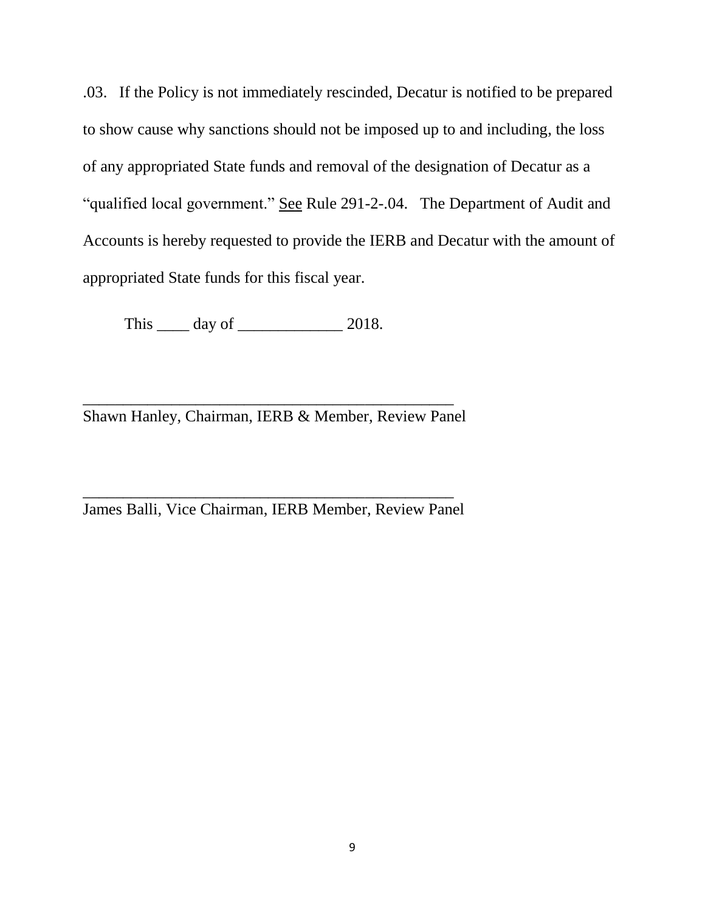.03. If the Policy is not immediately rescinded, Decatur is notified to be prepared to show cause why sanctions should not be imposed up to and including, the loss of any appropriated State funds and removal of the designation of Decatur as a "qualified local government." See Rule 291-2-.04. The Department of Audit and Accounts is hereby requested to provide the IERB and Decatur with the amount of appropriated State funds for this fiscal year.

This ____ day of _____________ 2018.

_______________________________________________
Shawn Hanley, Chairman, IERB & Member, Review Panel

_______________________________________________
James Balli, Vice Chairman, IERB Member, Review Panel